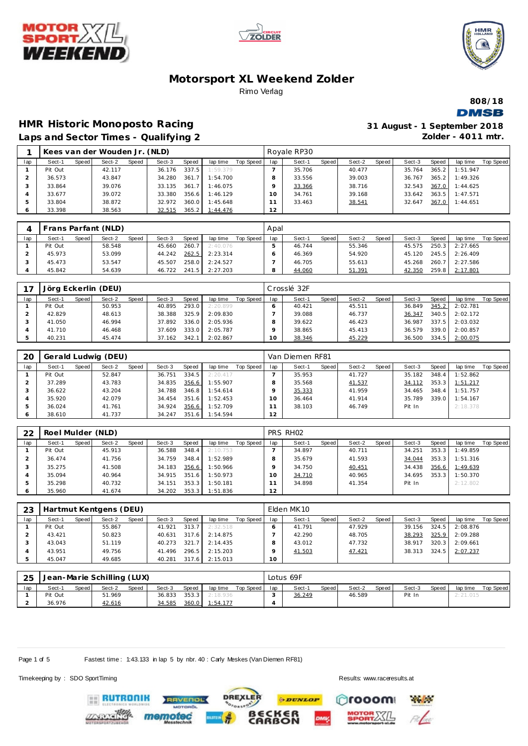# Motorsport XL Weekend Zolder

Rimo Verlag

808/18

DMSB

## HMR Historic Monoposto Racing

**Laps and Sector Times - Qualifying 2**

**31 August - 1 September 2018**

**Zolder - 4011 mtr.**

### 1 Kees van der Wouden Jr. (NLD) — Royale RP30

| lap | Sect-1 | Speed | Sect-2 | Speed | Sect-3 | Speed | lap time | Top Speed | lap | Sect-1 | Speed | Sect-2 | Speed | Sect-3 | Speed | lap time | Top Speed |
|---|---|---|---|---|---|---|---|---|---|---|---|---|---|---|---|---|---|
| 1 | Pit Out | | 42.117 | | 36.176 | 337.5 | 1:59.379 | | 7 | 35.706 | | 40.477 | | 35.764 | 365.2 | 1:51.947 | |
| 2 | 36.573 | | 43.847 | | 34.280 | 361.7 | 1:54.700 | | 8 | 33.556 | | 39.003 | | 36.767 | 365.2 | 1:49.326 | |
| 3 | 33.864 | | 39.076 | | 33.135 | 361.7 | 1:46.075 | | 9 | 33.366 | | 38.716 | | 32.543 | 367.0 | 1:44.625 | |
| 4 | 33.677 | | 39.072 | | 33.380 | 356.6 | 1:46.129 | | 10 | 34.761 | | 39.168 | | 33.642 | 363.5 | 1:47.571 | |
| 5 | 33.804 | | 38.872 | | 32.972 | 360.0 | 1:45.648 | | 11 | 33.463 | | 38.541 | | 32.647 | 367.0 | 1:44.651 | |
| 6 | 33.398 | | 38.563 | | 32.515 | 365.2 | 1:44.476 | | 12 | | | | | | | | |

### 4 Frans Parfant (NLD) — Apal

| lap | Sect-1 | Speed | Sect-2 | Speed | Sect-3 | Speed | lap time | Top Speed | lap | Sect-1 | Speed | Sect-2 | Speed | Sect-3 | Speed | lap time | Top Speed |
|---|---|---|---|---|---|---|---|---|---|---|---|---|---|---|---|---|---|
| 1 | Pit Out | | 58.548 | | 45.660 | 260.7 | 2:40.076 | | 5 | 46.744 | | 55.346 | | 45.575 | 250.3 | 2:27.665 | |
| 2 | 45.973 | | 53.099 | | 44.242 | 262.5 | 2:23.314 | | 6 | 46.369 | | 54.920 | | 45.120 | 245.5 | 2:26.409 | |
| 3 | 45.473 | | 53.547 | | 45.507 | 258.0 | 2:24.527 | | 7 | 46.705 | | 55.613 | | 45.268 | 260.7 | 2:27.586 | |
| 4 | 45.842 | | 54.639 | | 46.722 | 241.5 | 2:27.203 | | 8 | 44.060 | | 51.391 | | 42.350 | 259.8 | 2:17.801 | |

### 17 Jörg Eckerlin (DEU) — Crosslé 32F

| lap | Sect-1 | Speed | Sect-2 | Speed | Sect-3 | Speed | lap time | Top Speed | lap | Sect-1 | Speed | Sect-2 | Speed | Sect-3 | Speed | lap time | Top Speed |
|---|---|---|---|---|---|---|---|---|---|---|---|---|---|---|---|---|---|
| 1 | Pit Out | | 50.953 | | 40.895 | 293.0 | 2:20.899 | | 6 | 40.421 | | 45.511 | | 36.849 | 345.2 | 2:02.781 | |
| 2 | 42.829 | | 48.613 | | 38.388 | 325.9 | 2:09.830 | | 7 | 39.088 | | 46.737 | | 36.347 | 340.5 | 2:02.172 | |
| 3 | 41.050 | | 46.994 | | 37.892 | 336.0 | 2:05.936 | | 8 | 39.622 | | 46.423 | | 36.987 | 337.5 | 2:03.032 | |
| 4 | 41.710 | | 46.468 | | 37.609 | 333.0 | 2:05.787 | | 9 | 38.865 | | 45.413 | | 36.579 | 339.0 | 2:00.857 | |
| 5 | 40.231 | | 45.474 | | 37.162 | 342.1 | 2:02.867 | | 10 | 38.346 | | 45.229 | | 36.500 | 334.5 | 2:00.075 | |

### 20 Gerald Ludwig (DEU) — Van Diemen RF81

| lap | Sect-1 | Speed | Sect-2 | Speed | Sect-3 | Speed | lap time | Top Speed | lap | Sect-1 | Speed | Sect-2 | Speed | Sect-3 | Speed | lap time | Top Speed |
|---|---|---|---|---|---|---|---|---|---|---|---|---|---|---|---|---|---|
| 1 | Pit Out | | 52.847 | | 36.751 | 334.5 | 2:20.417 | | 7 | 35.953 | | 41.727 | | 35.182 | 348.4 | 1:52.862 | |
| 2 | 37.289 | | 43.783 | | 34.835 | 356.6 | 1:55.907 | | 8 | 35.568 | | 41.537 | | 34.112 | 353.3 | 1:51.217 | |
| 3 | 36.622 | | 43.204 | | 34.788 | 346.8 | 1:54.614 | | 9 | 35.333 | | 41.959 | | 34.465 | 348.4 | 1:51.757 | |
| 4 | 35.920 | | 42.079 | | 34.454 | 351.6 | 1:52.453 | | 10 | 36.464 | | 41.914 | | 35.789 | 339.0 | 1:54.167 | |
| 5 | 36.024 | | 41.761 | | 34.924 | 356.6 | 1:52.709 | | 11 | 38.103 | | 46.749 | | Pit In | | 2:18.378 | |
| 6 | 38.610 | | 41.737 | | 34.247 | 351.6 | 1:54.594 | | 12 | | | | | | | | |

### 22 Roel Mulder (NLD) — PRS RH02

| lap | Sect-1 | Speed | Sect-2 | Speed | Sect-3 | Speed | lap time | Top Speed | lap | Sect-1 | Speed | Sect-2 | Speed | Sect-3 | Speed | lap time | Top Speed |
|---|---|---|---|---|---|---|---|---|---|---|---|---|---|---|---|---|---|
| 1 | Pit Out | | 45.913 | | 36.588 | 348.4 | 2:10.753 | | 7 | 34.897 | | 40.711 | | 34.251 | 353.3 | 1:49.859 | |
| 2 | 36.474 | | 41.756 | | 34.759 | 348.4 | 1:52.989 | | 8 | 35.679 | | 41.593 | | 34.044 | 353.3 | 1:51.316 | |
| 3 | 35.275 | | 41.508 | | 34.183 | 356.6 | 1:50.966 | | 9 | 34.750 | | 40.451 | | 34.438 | 356.6 | 1:49.639 | |
| 4 | 35.094 | | 40.964 | | 34.915 | 351.6 | 1:50.973 | | 10 | 34.710 | | 40.965 | | 34.695 | 353.3 | 1:50.370 | |
| 5 | 35.298 | | 40.732 | | 34.151 | 353.3 | 1:50.181 | | 11 | 34.898 | | 41.354 | | Pit In | | 2:12.802 | |
| 6 | 35.960 | | 41.674 | | 34.202 | 353.3 | 1:51.836 | | 12 | | | | | | | | |

### 23 Hartmut Kentgens (DEU) — Elden MK10

| lap | Sect-1 | Speed | Sect-2 | Speed | Sect-3 | Speed | lap time | Top Speed | lap | Sect-1 | Speed | Sect-2 | Speed | Sect-3 | Speed | lap time | Top Speed |
|---|---|---|---|---|---|---|---|---|---|---|---|---|---|---|---|---|---|
| 1 | Pit Out | | 55.867 | | 41.921 | 313.7 | 2:32.518 | | 6 | 41.791 | | 47.929 | | 39.156 | 324.5 | 2:08.876 | |
| 2 | 43.421 | | 50.823 | | 40.631 | 317.6 | 2:14.875 | | 7 | 42.290 | | 48.705 | | 38.293 | 325.9 | 2:09.288 | |
| 3 | 43.043 | | 51.119 | | 40.273 | 321.7 | 2:14.435 | | 8 | 43.012 | | 47.732 | | 38.917 | 320.3 | 2:09.661 | |
| 4 | 43.951 | | 49.756 | | 41.496 | 296.5 | 2:15.203 | | 9 | 41.503 | | 47.421 | | 38.313 | 324.5 | 2:07.237 | |
| 5 | 45.047 | | 49.685 | | 40.281 | 317.6 | 2:15.013 | | 10 | | | | | | | | |

### 25 Jean-Marie Schilling (LUX) — Lotus 69F

| lap | Sect-1 | Speed | Sect-2 | Speed | Sect-3 | Speed | lap time | Top Speed | lap | Sect-1 | Speed | Sect-2 | Speed | Sect-3 | Speed | lap time | Top Speed |
|---|---|---|---|---|---|---|---|---|---|---|---|---|---|---|---|---|---|
| 1 | Pit Out | | 51.969 | | 36.833 | 353.3 | 2:18.936 | | 3 | 36.249 | | 46.589 | | Pit In | | 2:21.015 | |
| 2 | 36.976 | | 42.616 | | 34.585 | 360.0 | 1:54.177 | | 4 | | | | | | | | |

Fastest time : 1:43.133 in lap 5 by nbr. 40 : Carly Meskes (Van Diemen RF81)

Timekeeping by : SDO SportTiming

Results: www.raceresults.at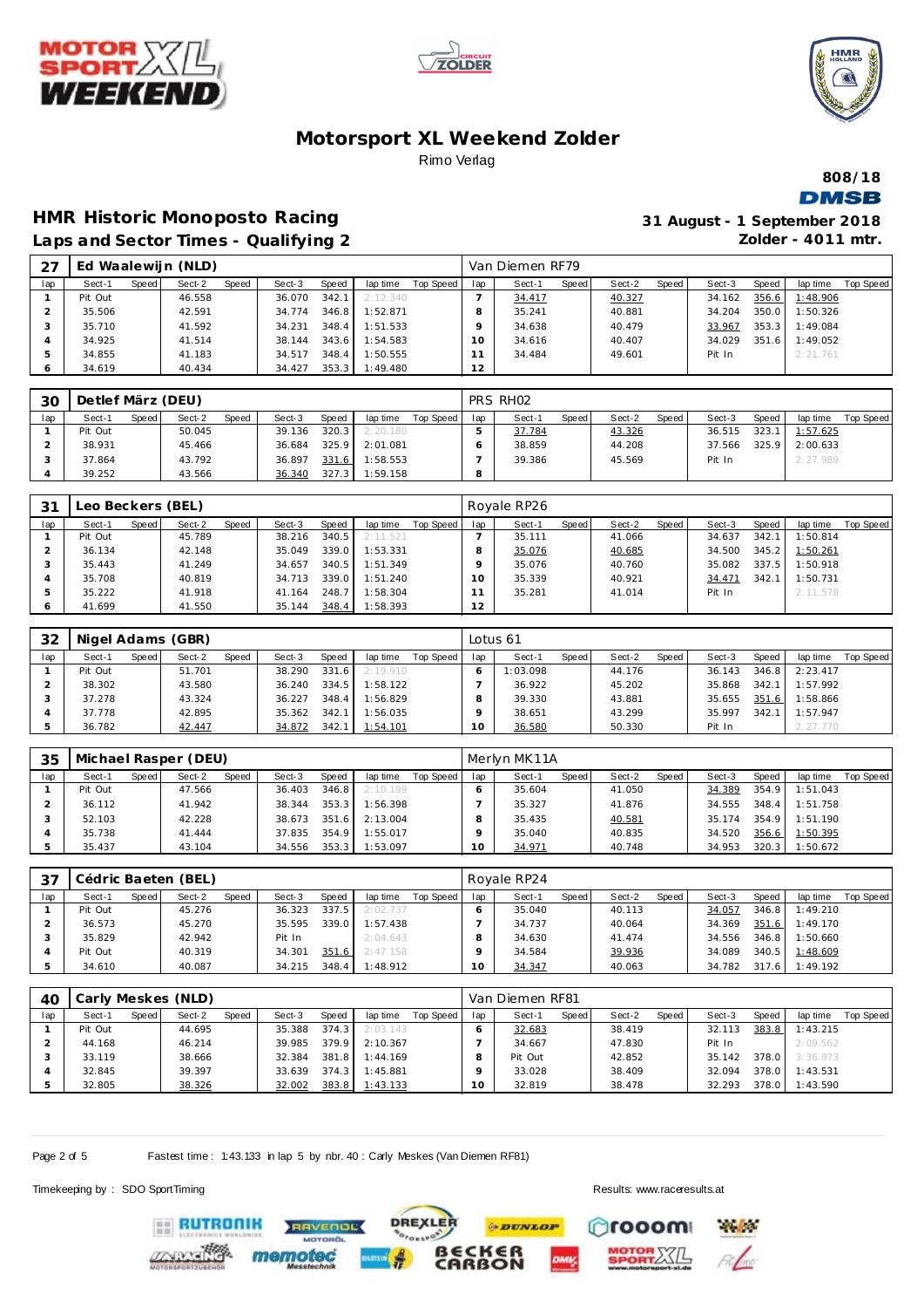# Motorsport XL Weekend Zolder

Rimo Verlag

808/18

DMSB

## HMR Historic Monoposto Racing

**Laps and Sector Times - Qualifying 2**

**31 August - 1 September 2018**

**Zolder - 4011 mtr.**

### 27 Ed Waalewijn (NLD) — Van Diemen RF79

| lap | Sect-1 | Speed | Sect-2 | Speed | Sect-3 | Speed | lap time | Top Speed | lap | Sect-1 | Speed | Sect-2 | Speed | Sect-3 | Speed | lap time | Top Speed |
|---|---|---|---|---|---|---|---|---|---|---|---|---|---|---|---|---|---|
| 1 | Pit Out | | 46.558 | | 36.070 | 342.1 | 2:12.340 | | 7 | 34.417 | | 40.327 | | 34.162 | 356.6 | 1:48.906 | |
| 2 | 35.506 | | 42.591 | | 34.774 | 346.8 | 1:52.871 | | 8 | 35.241 | | 40.881 | | 34.204 | 350.0 | 1:50.326 | |
| 3 | 35.710 | | 41.592 | | 34.231 | 348.4 | 1:51.533 | | 9 | 34.638 | | 40.479 | | 33.967 | 353.3 | 1:49.084 | |
| 4 | 34.925 | | 41.514 | | 38.144 | 343.6 | 1:54.583 | | 10 | 34.616 | | 40.407 | | 34.029 | 351.6 | 1:49.052 | |
| 5 | 34.855 | | 41.183 | | 34.517 | 348.4 | 1:50.555 | | 11 | 34.484 | | 49.601 | | Pit In | | 2:21.761 | |
| 6 | 34.619 | | 40.434 | | 34.427 | 353.3 | 1:49.480 | | 12 | | | | | | | | |

### 30 Detlef März (DEU) — PRS RH02

| lap | Sect-1 | Speed | Sect-2 | Speed | Sect-3 | Speed | lap time | Top Speed | lap | Sect-1 | Speed | Sect-2 | Speed | Sect-3 | Speed | lap time | Top Speed |
|---|---|---|---|---|---|---|---|---|---|---|---|---|---|---|---|---|---|
| 1 | Pit Out | | 50.045 | | 39.136 | 320.3 | 2:20.180 | | 5 | 37.784 | | 43.326 | | 36.515 | 323.1 | 1:57.625 | |
| 2 | 38.931 | | 45.466 | | 36.684 | 325.9 | 2:01.081 | | 6 | 38.859 | | 44.208 | | 37.566 | 325.9 | 2:00.633 | |
| 3 | 37.864 | | 43.792 | | 36.897 | 331.6 | 1:58.553 | | 7 | 39.386 | | 45.569 | | Pit In | | 2:27.989 | |
| 4 | 39.252 | | 43.566 | | 36.340 | 327.3 | 1:59.158 | | 8 | | | | | | | | |

### 31 Leo Beckers (BEL) — Royale RP26

| lap | Sect-1 | Speed | Sect-2 | Speed | Sect-3 | Speed | lap time | Top Speed | lap | Sect-1 | Speed | Sect-2 | Speed | Sect-3 | Speed | lap time | Top Speed |
|---|---|---|---|---|---|---|---|---|---|---|---|---|---|---|---|---|---|
| 1 | Pit Out | | 45.789 | | 38.216 | 340.5 | 2:11.521 | | 7 | 35.111 | | 41.066 | | 34.637 | 342.1 | 1:50.814 | |
| 2 | 36.134 | | 42.148 | | 35.049 | 339.0 | 1:53.331 | | 8 | 35.076 | | 40.685 | | 34.500 | 345.2 | 1:50.261 | |
| 3 | 35.443 | | 41.249 | | 34.657 | 340.5 | 1:51.349 | | 9 | 35.076 | | 40.760 | | 35.082 | 337.5 | 1:50.918 | |
| 4 | 35.708 | | 40.819 | | 34.713 | 339.0 | 1:51.240 | | 10 | 35.339 | | 40.921 | | 34.471 | 342.1 | 1:50.731 | |
| 5 | 35.222 | | 41.918 | | 41.164 | 248.7 | 1:58.304 | | 11 | 35.281 | | 41.014 | | Pit In | | 2:11.578 | |
| 6 | 41.699 | | 41.550 | | 35.144 | 348.4 | 1:58.393 | | 12 | | | | | | | | |

### 32 Nigel Adams (GBR) — Lotus 61

| lap | Sect-1 | Speed | Sect-2 | Speed | Sect-3 | Speed | lap time | Top Speed | lap | Sect-1 | Speed | Sect-2 | Speed | Sect-3 | Speed | lap time | Top Speed |
|---|---|---|---|---|---|---|---|---|---|---|---|---|---|---|---|---|---|
| 1 | Pit Out | | 51.701 | | 38.290 | 331.6 | 2:19.910 | | 6 | 1:03.098 | | 44.176 | | 36.143 | 346.8 | 2:23.417 | |
| 2 | 38.302 | | 43.580 | | 36.240 | 335.4 | 1:58.122 | | 7 | 36.922 | | 45.202 | | 35.868 | 342.1 | 1:57.992 | |
| 3 | 37.278 | | 43.324 | | 36.227 | 348.4 | 1:56.829 | | 8 | 39.330 | | 43.881 | | 35.655 | 351.6 | 1:58.866 | |
| 4 | 37.778 | | 42.895 | | 35.362 | 342.1 | 1:56.035 | | 9 | 38.651 | | 43.299 | | 35.997 | 342.1 | 1:57.947 | |
| 5 | 36.782 | | 42.447 | | 34.872 | 342.1 | 1:54.101 | | 10 | 36.580 | | 50.330 | | Pit In | | 2:27.770 | |

### 35 Michael Rasper (DEU) — Merlyn MK11A

| lap | Sect-1 | Speed | Sect-2 | Speed | Sect-3 | Speed | lap time | Top Speed | lap | Sect-1 | Speed | Sect-2 | Speed | Sect-3 | Speed | lap time | Top Speed |
|---|---|---|---|---|---|---|---|---|---|---|---|---|---|---|---|---|---|
| 1 | Pit Out | | 47.566 | | 36.403 | 346.8 | 2:10.199 | | 6 | 35.604 | | 41.050 | | 34.389 | 354.9 | 1:51.043 | |
| 2 | 36.112 | | 41.942 | | 38.344 | 353.3 | 1:56.398 | | 7 | 35.327 | | 41.876 | | 34.555 | 348.4 | 1:51.758 | |
| 3 | 52.103 | | 42.228 | | 38.673 | 351.6 | 2:13.004 | | 8 | 35.435 | | 40.581 | | 35.174 | 354.9 | 1:51.190 | |
| 4 | 35.738 | | 41.444 | | 37.835 | 354.9 | 1:55.017 | | 9 | 35.040 | | 40.835 | | 34.520 | 356.6 | 1:50.395 | |
| 5 | 35.437 | | 43.104 | | 34.556 | 353.3 | 1:53.097 | | 10 | 34.971 | | 40.748 | | 34.953 | 320.3 | 1:50.672 | |

### 37 Cédric Baeten (BEL) — Royale RP24

| lap | Sect-1 | Speed | Sect-2 | Speed | Sect-3 | Speed | lap time | Top Speed | lap | Sect-1 | Speed | Sect-2 | Speed | Sect-3 | Speed | lap time | Top Speed |
|---|---|---|---|---|---|---|---|---|---|---|---|---|---|---|---|---|---|
| 1 | Pit Out | | 45.276 | | 36.323 | 337.5 | 2:02.737 | | 6 | 35.040 | | 40.113 | | 34.057 | 346.8 | 1:49.210 | |
| 2 | 36.573 | | 45.270 | | 35.595 | 339.0 | 1:57.438 | | 7 | 34.737 | | 40.064 | | 34.369 | 351.6 | 1:49.170 | |
| 3 | 35.829 | | 42.942 | | Pit In | | 2:04.643 | | 8 | 34.630 | | 41.474 | | 34.556 | 346.8 | 1:50.660 | |
| 4 | Pit Out | | 40.319 | | 34.301 | 351.6 | 2:47.158 | | 9 | 34.584 | | 39.936 | | 34.089 | 340.5 | 1:48.609 | |
| 5 | 34.610 | | 40.087 | | 34.215 | 348.4 | 1:48.912 | | 10 | 34.347 | | 40.063 | | 34.782 | 317.6 | 1:49.192 | |

### 40 Carly Meskes (NLD) — Van Diemen RF81

| lap | Sect-1 | Speed | Sect-2 | Speed | Sect-3 | Speed | lap time | Top Speed | lap | Sect-1 | Speed | Sect-2 | Speed | Sect-3 | Speed | lap time | Top Speed |
|---|---|---|---|---|---|---|---|---|---|---|---|---|---|---|---|---|---|
| 1 | Pit Out | | 44.695 | | 35.388 | 374.3 | 2:03.143 | | 6 | 32.683 | | 38.419 | | 32.113 | 383.8 | 1:43.215 | |
| 2 | 44.168 | | 46.214 | | 39.985 | 379.9 | 2:10.367 | | 7 | 34.667 | | 47.830 | | Pit In | | 2:09.562 | |
| 3 | 33.119 | | 38.666 | | 32.384 | 381.8 | 1:44.169 | | 8 | Pit Out | | 42.852 | | 35.142 | 378.0 | 3:36.973 | |
| 4 | 32.845 | | 39.397 | | 33.639 | 374.3 | 1:45.881 | | 9 | 33.028 | | 38.409 | | 32.094 | 378.0 | 1:43.531 | |
| 5 | 32.805 | | 38.326 | | 32.002 | 383.8 | 1:43.133 | | 10 | 32.819 | | 38.478 | | 32.293 | 378.0 | 1:43.590 | |

Fastest time : 1:43.133 in lap 5 by nbr. 40 : Carly Meskes (Van Diemen RF81)

Timekeeping by : SDO SportTiming

Results: www.raceresults.at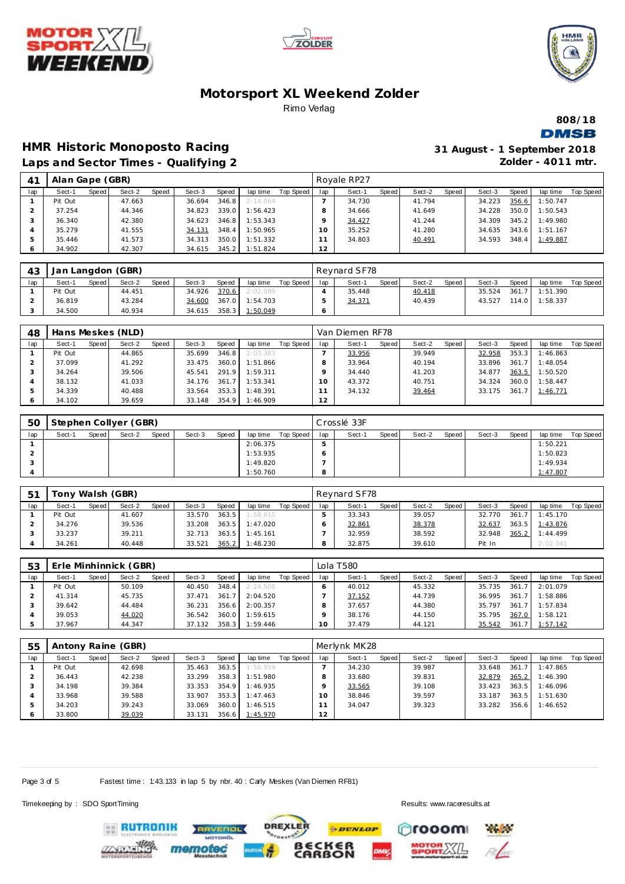# Motorsport XL Weekend Zolder

Rimo Verlag

808/18

DMSB

## HMR Historic Monoposto Racing

**31 August - 1 September 2018**

### Laps and Sector Times - Qualifying 2

**Zolder - 4011 mtr.**

| 41 | Alan Gape (GBR) | | | | | | | | | Royale RP27 | | | | | | | | |
|---|---|---|---|---|---|---|---|---|---|---|---|---|---|---|---|---|---|---|
| lap | Sect-1 | Speed | Sect-2 | Speed | Sect-3 | Speed | lap time | Top Speed | lap | Sect-1 | Speed | Sect-2 | Speed | Sect-3 | Speed | lap time | Top Speed |
| 1 | Pit Out | | 47.663 | | 36.694 | 346.8 | 2:14.064 | | 7 | 34.730 | | 41.794 | | 34.223 | 356.6 | 1:50.747 | |
| 2 | 37.254 | | 44.346 | | 34.823 | 339.0 | 1:56.423 | | 8 | 34.666 | | 41.649 | | 34.228 | 350.0 | 1:50.543 | |
| 3 | 36.340 | | 42.380 | | 34.623 | 346.8 | 1:53.343 | | 9 | 34.427 | | 41.244 | | 34.309 | 345.2 | 1:49.980 | |
| 4 | 35.279 | | 41.555 | | 34.131 | 348.4 | 1:50.965 | | 10 | 35.252 | | 41.280 | | 34.635 | 343.6 | 1:51.167 | |
| 5 | 35.446 | | 41.573 | | 34.313 | 350.0 | 1:51.332 | | 11 | 34.803 | | 40.491 | | 34.593 | 348.4 | 1:49.887 | |
| 6 | 34.902 | | 42.307 | | 34.615 | 345.2 | 1:51.824 | | 12 | | | | | | | | |

| 43 | Jan Langdon (GBR) | | | | | | | | | Reynard SF78 | | | | | | | | |
|---|---|---|---|---|---|---|---|---|---|---|---|---|---|---|---|---|---|---|
| lap | Sect-1 | Speed | Sect-2 | Speed | Sect-3 | Speed | lap time | Top Speed | lap | Sect-1 | Speed | Sect-2 | Speed | Sect-3 | Speed | lap time | Top Speed |
| 1 | Pit Out | | 44.451 | | 34.926 | 370.6 | 2:02.099 | | 4 | 35.448 | | 40.418 | | 35.524 | 361.7 | 1:51.390 | |
| 2 | 36.819 | | 43.284 | | 34.600 | 367.0 | 1:54.703 | | 5 | 34.371 | | 40.439 | | 43.527 | 114.0 | 1:58.337 | |
| 3 | 34.500 | | 40.934 | | 34.615 | 358.3 | 1:50.049 | | 6 | | | | | | | | |

| 48 | Hans Meskes (NLD) | | | | | | | | | Van Diemen RF78 | | | | | | | | |
|---|---|---|---|---|---|---|---|---|---|---|---|---|---|---|---|---|---|---|
| lap | Sect-1 | Speed | Sect-2 | Speed | Sect-3 | Speed | lap time | Top Speed | lap | Sect-1 | Speed | Sect-2 | Speed | Sect-3 | Speed | lap time | Top Speed |
| 1 | Pit Out | | 44.865 | | 35.699 | 346.8 | 2:03.383 | | 7 | 33.956 | | 39.949 | | 32.958 | 353.3 | 1:46.863 | |
| 2 | 37.099 | | 41.292 | | 33.475 | 360.0 | 1:51.866 | | 8 | 33.964 | | 40.194 | | 33.896 | 361.7 | 1:48.054 | |
| 3 | 34.264 | | 39.506 | | 45.541 | 291.9 | 1:59.311 | | 9 | 34.440 | | 41.203 | | 34.877 | 363.5 | 1:50.520 | |
| 4 | 38.132 | | 41.033 | | 34.176 | 361.7 | 1:53.341 | | 10 | 43.372 | | 40.751 | | 34.324 | 360.0 | 1:58.447 | |
| 5 | 34.339 | | 40.488 | | 33.564 | 353.3 | 1:48.391 | | 11 | 34.132 | | 39.464 | | 33.175 | 361.7 | 1:46.771 | |
| 6 | 34.102 | | 39.659 | | 33.148 | 354.9 | 1:46.909 | | 12 | | | | | | | | |

| 50 | Stephen Collyer (GBR) | | | | | | | | | Crosslé 33F | | | | | | | | |
|---|---|---|---|---|---|---|---|---|---|---|---|---|---|---|---|---|---|---|
| lap | Sect-1 | Speed | Sect-2 | Speed | Sect-3 | Speed | lap time | Top Speed | lap | Sect-1 | Speed | Sect-2 | Speed | Sect-3 | Speed | lap time | Top Speed |
| 1 | | | | | | | 2:06.375 | | 5 | | | | | | | 1:50.221 | |
| 2 | | | | | | | 1:53.935 | | 6 | | | | | | | 1:50.823 | |
| 3 | | | | | | | 1:49.820 | | 7 | | | | | | | 1:49.934 | |
| 4 | | | | | | | 1:50.760 | | 8 | | | | | | | 1:47.807 | |

| 51 | Tony Walsh (GBR) | | | | | | | | | Reynard SF78 | | | | | | | | |
|---|---|---|---|---|---|---|---|---|---|---|---|---|---|---|---|---|---|---|
| lap | Sect-1 | Speed | Sect-2 | Speed | Sect-3 | Speed | lap time | Top Speed | lap | Sect-1 | Speed | Sect-2 | Speed | Sect-3 | Speed | lap time | Top Speed |
| 1 | Pit Out | | 41.607 | | 33.570 | 363.5 | 1:58.615 | | 5 | 33.343 | | 39.057 | | 32.770 | 361.7 | 1:45.170 | |
| 2 | 34.276 | | 39.536 | | 33.208 | 363.5 | 1:47.020 | | 6 | 32.861 | | 38.378 | | 32.637 | 363.5 | 1:43.876 | |
| 3 | 33.237 | | 39.211 | | 32.713 | 363.5 | 1:45.161 | | 7 | 32.959 | | 38.592 | | 32.948 | 365.2 | 1:44.499 | |
| 4 | 34.261 | | 40.448 | | 33.521 | 365.2 | 1:48.230 | | 8 | 32.875 | | 39.610 | | Pit In | | 2:02.541 | |

| 53 | Erle Minhinnick (GBR) | | | | | | | | | Lola T580 | | | | | | | | |
|---|---|---|---|---|---|---|---|---|---|---|---|---|---|---|---|---|---|---|
| lap | Sect-1 | Speed | Sect-2 | Speed | Sect-3 | Speed | lap time | Top Speed | lap | Sect-1 | Speed | Sect-2 | Speed | Sect-3 | Speed | lap time | Top Speed |
| 1 | Pit Out | | 50.109 | | 40.450 | 348.4 | 2:24.508 | | 6 | 40.012 | | 45.332 | | 35.735 | 361.7 | 2:01.079 | |
| 2 | 41.314 | | 45.735 | | 37.471 | 361.7 | 2:04.520 | | 7 | 37.152 | | 44.739 | | 36.995 | 361.7 | 1:58.886 | |
| 3 | 39.642 | | 44.484 | | 36.231 | 356.6 | 2:00.357 | | 8 | 37.657 | | 44.380 | | 35.797 | 361.7 | 1:57.834 | |
| 4 | 39.053 | | 44.020 | | 36.542 | 360.0 | 1:59.615 | | 9 | 38.176 | | 44.150 | | 35.795 | 367.0 | 1:58.121 | |
| 5 | 37.967 | | 44.347 | | 37.132 | 358.3 | 1:59.446 | | 10 | 37.479 | | 44.121 | | 35.542 | 361.7 | 1:57.142 | |

| 55 | Antony Raine (GBR) | | | | | | | | | Merlynk MK28 | | | | | | | | |
|---|---|---|---|---|---|---|---|---|---|---|---|---|---|---|---|---|---|---|
| lap | Sect-1 | Speed | Sect-2 | Speed | Sect-3 | Speed | lap time | Top Speed | lap | Sect-1 | Speed | Sect-2 | Speed | Sect-3 | Speed | lap time | Top Speed |
| 1 | Pit Out | | 42.698 | | 35.463 | 363.5 | 1:58.959 | | 7 | 34.230 | | 39.987 | | 33.648 | 361.7 | 1:47.865 | |
| 2 | 36.443 | | 42.238 | | 33.299 | 358.3 | 1:51.980 | | 8 | 33.680 | | 39.831 | | 32.879 | 365.2 | 1:46.390 | |
| 3 | 34.198 | | 39.384 | | 33.353 | 354.9 | 1:46.935 | | 9 | 33.565 | | 39.108 | | 33.423 | 363.5 | 1:46.096 | |
| 4 | 33.968 | | 39.588 | | 33.907 | 353.3 | 1:47.463 | | 10 | 38.846 | | 39.597 | | 33.187 | 363.5 | 1:51.630 | |
| 5 | 34.203 | | 39.243 | | 33.069 | 360.0 | 1:46.515 | | 11 | 34.047 | | 39.323 | | 33.282 | 356.6 | 1:46.652 | |
| 6 | 33.800 | | 39.039 | | 33.131 | 356.6 | 1:45.970 | | 12 | | | | | | | | |

Fastest time : 1:43.133 in lap 5 by nbr. 40 : Carly Meskes (Van Diemen RF81)

Timekeeping by : SDO SportTiming

Results: www.raceresults.at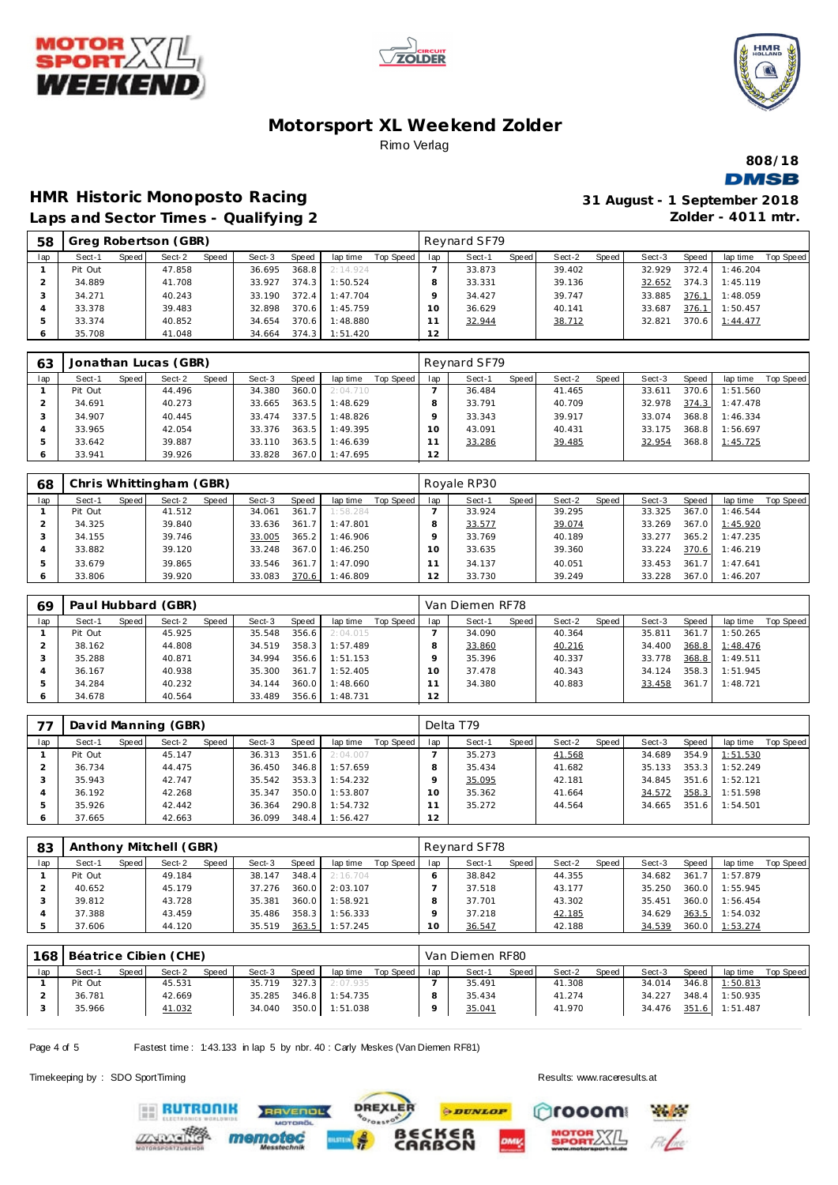# Motorsport XL Weekend Zolder

Rimo Verlag

808/18

DMSB

## HMR Historic Monoposto Racing

**Laps and Sector Times - Qualifying 2**

**31 August - 1 September 2018**

**Zolder - 4011 mtr.**

| 58 | Greg Robertson (GBR) | | | | | | | | Reynard SF79 | | | | | | | | |
|---|---|---|---|---|---|---|---|---|---|---|---|---|---|---|---|---|---|
| lap | Sect-1 | Speed | Sect-2 | Speed | Sect-3 | Speed | lap time | Top Speed | lap | Sect-1 | Speed | Sect-2 | Speed | Sect-3 | Speed | lap time | Top Speed |
| 1 | Pit Out | | 47.858 | | 36.695 | 368.8 | 2:14.924 | | 7 | 33.873 | | 39.402 | | 32.929 | 372.4 | 1:46.204 | |
| 2 | 34.889 | | 41.708 | | 33.927 | 374.3 | 1:50.524 | | 8 | 33.331 | | 39.136 | | 32.652 | 374.3 | 1:45.119 | |
| 3 | 34.271 | | 40.243 | | 33.190 | 372.4 | 1:47.704 | | 9 | 34.427 | | 39.747 | | 33.885 | 376.1 | 1:48.059 | |
| 4 | 33.378 | | 39.483 | | 32.898 | 370.6 | 1:45.759 | | 10 | 36.629 | | 40.141 | | 33.687 | 376.1 | 1:50.457 | |
| 5 | 33.374 | | 40.852 | | 34.654 | 370.6 | 1:48.880 | | 11 | 32.944 | | 38.712 | | 32.821 | 370.6 | 1:44.477 | |
| 6 | 35.708 | | 41.048 | | 34.664 | 374.3 | 1:51.420 | | 12 | | | | | | | | |

| 63 | Jonathan Lucas (GBR) | | | | | | | | Reynard SF79 | | | | | | | | |
|---|---|---|---|---|---|---|---|---|---|---|---|---|---|---|---|---|---|
| lap | Sect-1 | Speed | Sect-2 | Speed | Sect-3 | Speed | lap time | Top Speed | lap | Sect-1 | Speed | Sect-2 | Speed | Sect-3 | Speed | lap time | Top Speed |
| 1 | Pit Out | | 44.496 | | 34.380 | 360.0 | 2:04.710 | | 7 | 36.484 | | 41.465 | | 33.611 | 370.6 | 1:51.560 | |
| 2 | 34.691 | | 40.273 | | 33.665 | 365.2 | 1:48.629 | | 8 | 33.791 | | 40.709 | | 32.978 | 374.3 | 1:47.478 | |
| 3 | 34.907 | | 40.445 | | 33.474 | 337.5 | 1:48.826 | | 9 | 33.343 | | 39.917 | | 33.074 | 368.8 | 1:46.334 | |
| 4 | 33.965 | | 42.054 | | 33.376 | 363.5 | 1:49.395 | | 10 | 43.091 | | 40.431 | | 33.175 | 368.8 | 1:56.697 | |
| 5 | 33.642 | | 39.887 | | 33.110 | 363.5 | 1:46.639 | | 11 | 33.286 | | 39.485 | | 32.954 | 368.8 | 1:45.725 | |
| 6 | 33.941 | | 39.926 | | 33.828 | 367.0 | 1:47.695 | | 12 | | | | | | | | |

| 68 | Chris Whittingham (GBR) | | | | | | | | Royale RP30 | | | | | | | | |
|---|---|---|---|---|---|---|---|---|---|---|---|---|---|---|---|---|---|
| lap | Sect-1 | Speed | Sect-2 | Speed | Sect-3 | Speed | lap time | Top Speed | lap | Sect-1 | Speed | Sect-2 | Speed | Sect-3 | Speed | lap time | Top Speed |
| 1 | Pit Out | | 41.512 | | 34.061 | 361.7 | 1:58.284 | | 7 | 33.924 | | 39.295 | | 33.325 | 367.0 | 1:46.544 | |
| 2 | 34.325 | | 39.840 | | 33.636 | 361.7 | 1:47.801 | | 8 | 33.577 | | 39.074 | | 33.269 | 367.0 | 1:45.920 | |
| 3 | 34.155 | | 39.746 | | 33.005 | 365.2 | 1:46.906 | | 9 | 33.769 | | 40.189 | | 33.277 | 365.2 | 1:47.235 | |
| 4 | 33.882 | | 39.120 | | 33.248 | 367.0 | 1:46.250 | | 10 | 33.635 | | 39.360 | | 33.224 | 370.6 | 1:46.219 | |
| 5 | 33.679 | | 39.865 | | 33.546 | 361.7 | 1:47.090 | | 11 | 34.137 | | 40.051 | | 33.453 | 361.7 | 1:47.641 | |
| 6 | 33.806 | | 39.920 | | 33.083 | 370.6 | 1:46.809 | | 12 | 33.730 | | 39.249 | | 33.228 | 367.0 | 1:46.207 | |

| 69 | Paul Hubbard (GBR) | | | | | | | | Van Diemen RF78 | | | | | | | | |
|---|---|---|---|---|---|---|---|---|---|---|---|---|---|---|---|---|---|
| lap | Sect-1 | Speed | Sect-2 | Speed | Sect-3 | Speed | lap time | Top Speed | lap | Sect-1 | Speed | Sect-2 | Speed | Sect-3 | Speed | lap time | Top Speed |
| 1 | Pit Out | | 45.925 | | 35.548 | 356.6 | 2:04.015 | | 7 | 34.090 | | 40.364 | | 35.811 | 361.7 | 1:50.265 | |
| 2 | 38.162 | | 44.808 | | 34.519 | 358.3 | 1:57.489 | | 8 | 33.860 | | 40.216 | | 34.400 | 368.8 | 1:48.476 | |
| 3 | 35.288 | | 40.871 | | 34.994 | 356.6 | 1:51.153 | | 9 | 35.396 | | 40.337 | | 33.778 | 368.8 | 1:49.511 | |
| 4 | 36.167 | | 40.938 | | 35.300 | 361.7 | 1:52.405 | | 10 | 37.478 | | 40.343 | | 34.124 | 358.3 | 1:51.945 | |
| 5 | 34.284 | | 40.232 | | 34.144 | 360.0 | 1:48.660 | | 11 | 34.380 | | 40.883 | | 33.458 | 361.7 | 1:48.721 | |
| 6 | 34.678 | | 40.564 | | 33.489 | 356.6 | 1:48.731 | | 12 | | | | | | | | |

| 77 | David Manning (GBR) | | | | | | | | Delta T79 | | | | | | | | |
|---|---|---|---|---|---|---|---|---|---|---|---|---|---|---|---|---|---|
| lap | Sect-1 | Speed | Sect-2 | Speed | Sect-3 | Speed | lap time | Top Speed | lap | Sect-1 | Speed | Sect-2 | Speed | Sect-3 | Speed | lap time | Top Speed |
| 1 | Pit Out | | 45.147 | | 36.313 | 351.6 | 2:04.007 | | 7 | 35.273 | | 41.568 | | 34.689 | 354.9 | 1:51.530 | |
| 2 | 36.734 | | 44.475 | | 36.450 | 346.8 | 1:57.659 | | 8 | 35.434 | | 41.682 | | 35.133 | 353.3 | 1:52.249 | |
| 3 | 35.943 | | 42.747 | | 35.542 | 353.3 | 1:54.232 | | 9 | 35.095 | | 42.181 | | 34.845 | 351.6 | 1:52.121 | |
| 4 | 36.192 | | 42.268 | | 35.347 | 350.0 | 1:53.807 | | 10 | 35.362 | | 41.664 | | 34.572 | 358.3 | 1:51.598 | |
| 5 | 35.926 | | 42.442 | | 36.364 | 290.8 | 1:54.732 | | 11 | 35.272 | | 44.564 | | 34.665 | 351.6 | 1:54.501 | |
| 6 | 37.665 | | 42.663 | | 36.099 | 348.4 | 1:56.427 | | 12 | | | | | | | | |

| 83 | Anthony Mitchell (GBR) | | | | | | | | Reynard SF78 | | | | | | | | |
|---|---|---|---|---|---|---|---|---|---|---|---|---|---|---|---|---|---|
| lap | Sect-1 | Speed | Sect-2 | Speed | Sect-3 | Speed | lap time | Top Speed | lap | Sect-1 | Speed | Sect-2 | Speed | Sect-3 | Speed | lap time | Top Speed |
| 1 | Pit Out | | 49.184 | | 38.147 | 348.4 | 2:16.704 | | 6 | 38.842 | | 44.355 | | 34.682 | 361.7 | 1:57.879 | |
| 2 | 40.652 | | 45.179 | | 37.276 | 360.0 | 2:03.107 | | 7 | 37.518 | | 43.177 | | 35.250 | 360.0 | 1:55.945 | |
| 3 | 39.812 | | 43.728 | | 35.381 | 360.0 | 1:58.921 | | 8 | 37.701 | | 43.302 | | 35.451 | 360.0 | 1:56.454 | |
| 4 | 37.388 | | 43.459 | | 35.486 | 358.3 | 1:56.333 | | 9 | 37.218 | | 42.185 | | 34.629 | 363.5 | 1:54.032 | |
| 5 | 37.606 | | 44.120 | | 35.519 | 363.5 | 1:57.245 | | 10 | 36.547 | | 42.188 | | 34.539 | 360.0 | 1:53.274 | |

| 168 | Béatrice Cibien (CHE) | | | | | | | | Van Diemen RF80 | | | | | | | | |
|---|---|---|---|---|---|---|---|---|---|---|---|---|---|---|---|---|---|
| lap | Sect-1 | Speed | Sect-2 | Speed | Sect-3 | Speed | lap time | Top Speed | lap | Sect-1 | Speed | Sect-2 | Speed | Sect-3 | Speed | lap time | Top Speed |
| 1 | Pit Out | | 45.531 | | 35.719 | 327.3 | 2:07.935 | | 7 | 35.491 | | 41.308 | | 34.014 | 346.8 | 1:50.813 | |
| 2 | 36.781 | | 42.669 | | 35.285 | 346.8 | 1:54.735 | | 8 | 35.434 | | 41.274 | | 34.227 | 348.4 | 1:50.935 | |
| 3 | 35.966 | | 41.032 | | 34.040 | 350.0 | 1:51.038 | | 9 | 35.041 | | 41.970 | | 34.476 | 351.6 | 1:51.487 | |

Fastest time : 1:43.133 in lap 5 by nbr. 40 : Carly Meskes (Van Diemen RF81)

Timekeeping by : SDO SportTiming

Results: www.raceresults.at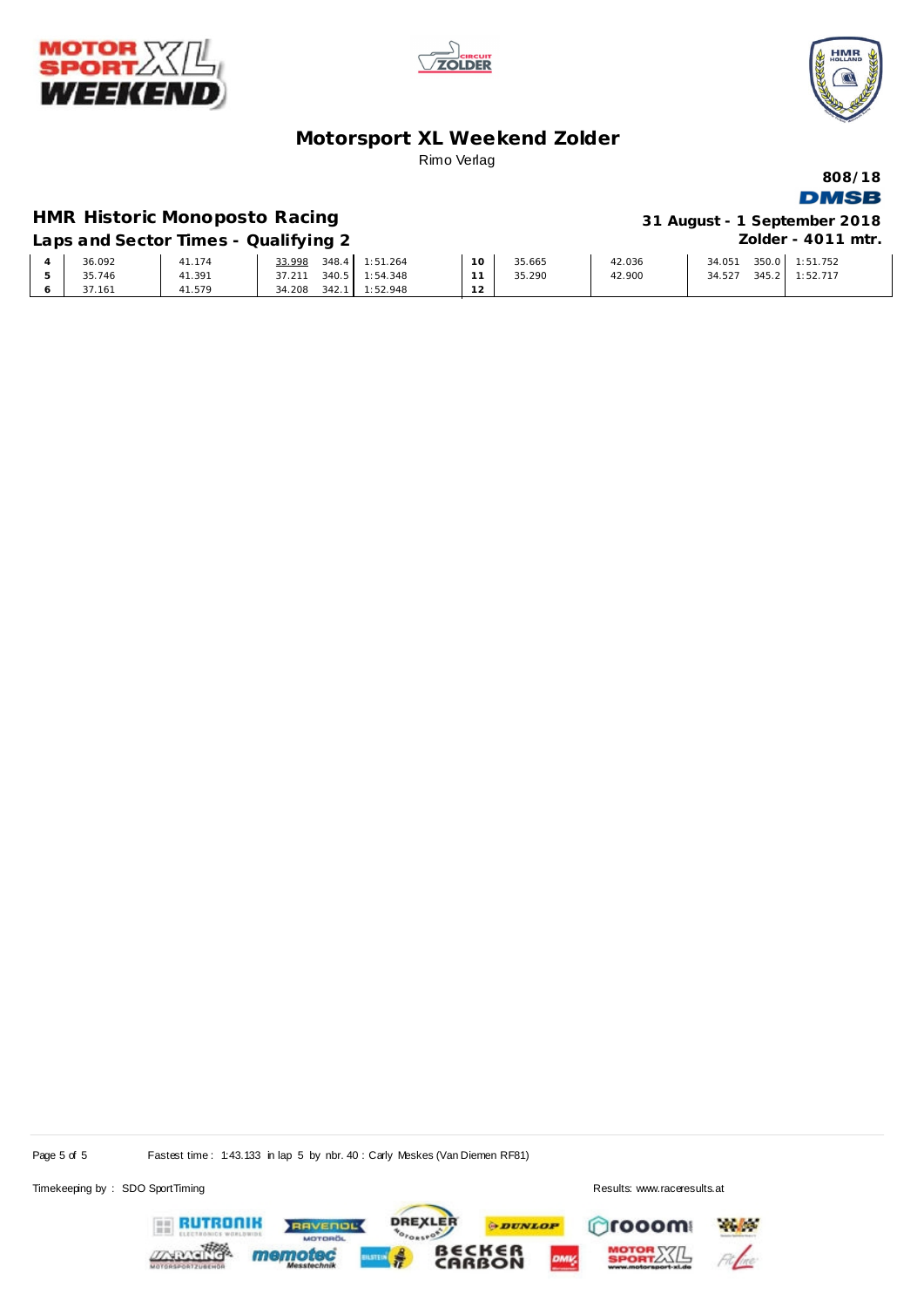# Motorsport XL Weekend Zolder

Rimo Verlag

808/18

DMSB

## HMR Historic Monoposto Racing

31 August - 1 September 2018

### Laps and Sector Times - Qualifying 2

Zolder - 4011 mtr.

| | | | | | | | | | | | |
|---|---|---|---|---|---|---|---|---|---|---|---|
| 4 | 36.092 | 41.174 | 33.998 | 348.4 | 1:51.264 | 10 | 35.665 | 42.036 | 34.051 | 350.0 | 1:51.752 |
| 5 | 35.746 | 41.391 | 37.211 | 340.5 | 1:54.348 | 11 | 35.290 | 42.900 | 34.527 | 345.2 | 1:52.717 |
| 6 | 37.161 | 41.579 | 34.208 | 342.1 | 1:52.948 | 12 | | | | | |

Fastest time : 1:43.133 in lap 5 by nbr. 40 : Carly Meskes (Van Diemen RF81)

Timekeeping by : SDO SportTiming

Results: www.raceresults.at